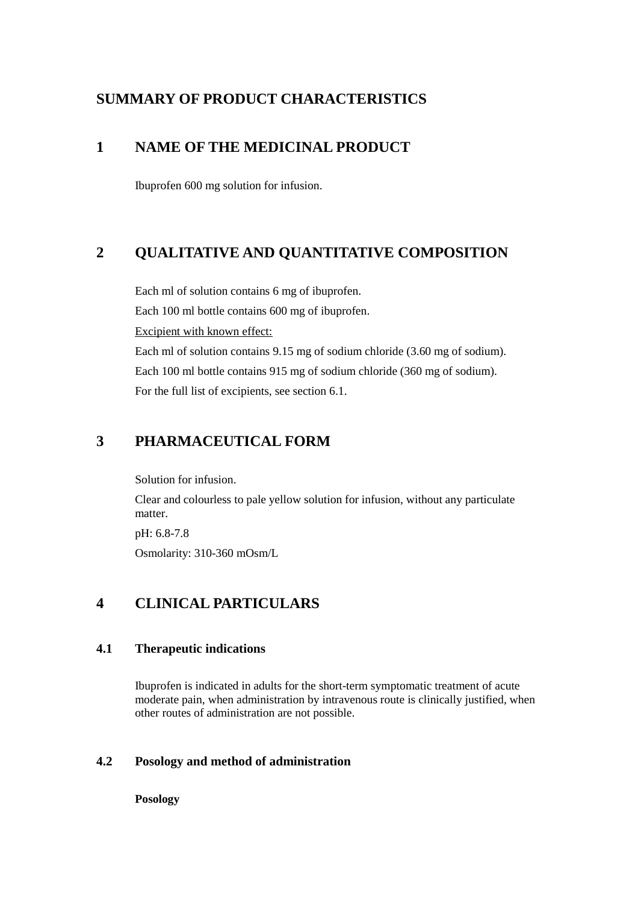# SUMMARY OF PRODUCT CHARACTERISTICS

## 1 NAME OF THE MEDICINAL PRODUCT

Ibuprofen 600 mg solution for infusion.

## 2 QUALITATIVE AND QUANTITATIVE COMPOSITION

Each ml of solution contains 6 mg of ibuprofen.

Each 100 ml bottle contains 600 mg of ibuprofen.

Excipient with known effect:

Each ml of solution contains 9.15 mg of sodium chloride (3.60 mg of sodium).

Each 100 ml bottle contains 915 mg of sodium chloride (360 mg of sodium).

For the full list of excipients, see section 6.1.

## 3 PHARMACEUTICAL FORM

Solution for infusion.

Clear and colourless to pale yellow solution for infusion, without any particulate matter.

pH: 6.8-7.8

Osmolarity: 310-360 mOsm/L

## 4 CLINICAL PARTICULARS

### 4.1 Therapeutic indications

Ibuprofen is indicated in adults for the short-term symptomatic treatment of acute moderate pain, when administration by intravenous route is clinically justified, when other routes of administration are not possible.

### 4.2 Posology and method of administration

**Posology**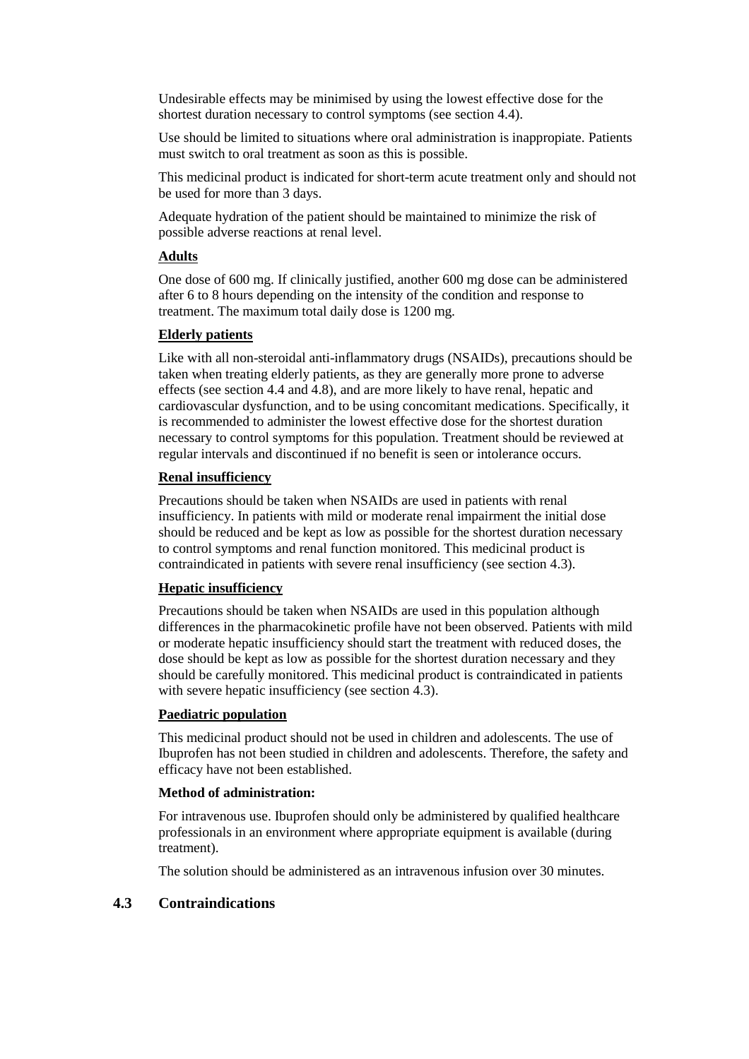Undesirable effects may be minimised by using the lowest effective dose for the shortest duration necessary to control symptoms (see section 4.4).

Use should be limited to situations where oral administration is inappropiate. Patients must switch to oral treatment as soon as this is possible.

This medicinal product is indicated for short-term acute treatment only and should not be used for more than 3 days.

Adequate hydration of the patient should be maintained to minimize the risk of possible adverse reactions at renal level.

**Adults**

One dose of 600 mg. If clinically justified, another 600 mg dose can be administered after 6 to 8 hours depending on the intensity of the condition and response to treatment. The maximum total daily dose is 1200 mg.

**Elderly patients**

Like with all non-steroidal anti-inflammatory drugs (NSAIDs), precautions should be taken when treating elderly patients, as they are generally more prone to adverse effects (see section 4.4 and 4.8), and are more likely to have renal, hepatic and cardiovascular dysfunction, and to be using concomitant medications. Specifically, it is recommended to administer the lowest effective dose for the shortest duration necessary to control symptoms for this population. Treatment should be reviewed at regular intervals and discontinued if no benefit is seen or intolerance occurs.

**Renal insufficiency**

Precautions should be taken when NSAIDs are used in patients with renal insufficiency. In patients with mild or moderate renal impairment the initial dose should be reduced and be kept as low as possible for the shortest duration necessary to control symptoms and renal function monitored. This medicinal product is contraindicated in patients with severe renal insufficiency (see section 4.3).

**Hepatic insufficiency**

Precautions should be taken when NSAIDs are used in this population although differences in the pharmacokinetic profile have not been observed. Patients with mild or moderate hepatic insufficiency should start the treatment with reduced doses, the dose should be kept as low as possible for the shortest duration necessary and they should be carefully monitored. This medicinal product is contraindicated in patients with severe hepatic insufficiency (see section 4.3).

**Paediatric population**

This medicinal product should not be used in children and adolescents. The use of Ibuprofen has not been studied in children and adolescents. Therefore, the safety and efficacy have not been established.

**Method of administration:**

For intravenous use. Ibuprofen should only be administered by qualified healthcare professionals in an environment where appropriate equipment is available (during treatment).

The solution should be administered as an intravenous infusion over 30 minutes.

## 4.3 Contraindications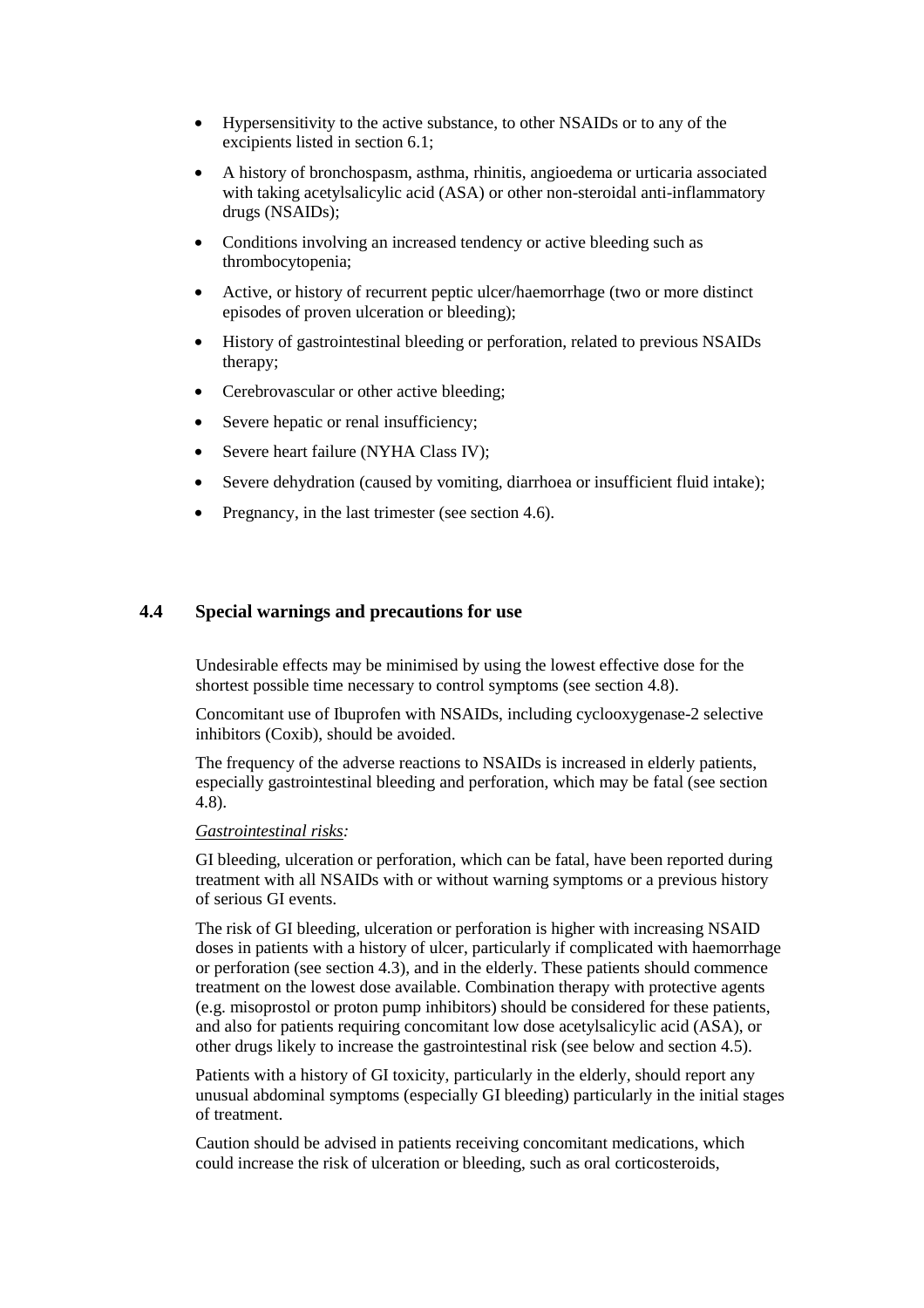- Hypersensitivity to the active substance, to other NSAIDs or to any of the excipients listed in section 6.1;
- A history of bronchospasm, asthma, rhinitis, angioedema or urticaria associated with taking acetylsalicylic acid (ASA) or other non-steroidal anti-inflammatory drugs (NSAIDs);
- Conditions involving an increased tendency or active bleeding such as thrombocytopenia;
- Active, or history of recurrent peptic ulcer/haemorrhage (two or more distinct episodes of proven ulceration or bleeding);
- History of gastrointestinal bleeding or perforation, related to previous NSAIDs therapy;
- Cerebrovascular or other active bleeding;
- Severe hepatic or renal insufficiency;
- Severe heart failure (NYHA Class IV);
- Severe dehydration (caused by vomiting, diarrhoea or insufficient fluid intake);
- Pregnancy, in the last trimester (see section 4.6).

## 4.4 Special warnings and precautions for use

Undesirable effects may be minimised by using the lowest effective dose for the shortest possible time necessary to control symptoms (see section 4.8).

Concomitant use of Ibuprofen with NSAIDs, including cyclooxygenase-2 selective inhibitors (Coxib), should be avoided.

The frequency of the adverse reactions to NSAIDs is increased in elderly patients, especially gastrointestinal bleeding and perforation, which may be fatal (see section 4.8).

*Gastrointestinal risks:*

GI bleeding, ulceration or perforation, which can be fatal, have been reported during treatment with all NSAIDs with or without warning symptoms or a previous history of serious GI events.

The risk of GI bleeding, ulceration or perforation is higher with increasing NSAID doses in patients with a history of ulcer, particularly if complicated with haemorrhage or perforation (see section 4.3), and in the elderly. These patients should commence treatment on the lowest dose available. Combination therapy with protective agents (e.g. misoprostol or proton pump inhibitors) should be considered for these patients, and also for patients requiring concomitant low dose acetylsalicylic acid (ASA), or other drugs likely to increase the gastrointestinal risk (see below and section 4.5).

Patients with a history of GI toxicity, particularly in the elderly, should report any unusual abdominal symptoms (especially GI bleeding) particularly in the initial stages of treatment.

Caution should be advised in patients receiving concomitant medications, which could increase the risk of ulceration or bleeding, such as oral corticosteroids,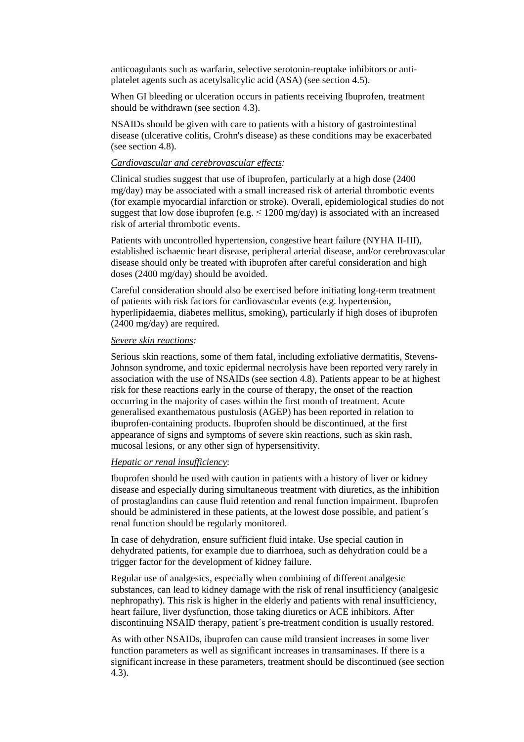anticoagulants such as warfarin, selective serotonin-reuptake inhibitors or anti-platelet agents such as acetylsalicylic acid (ASA) (see section 4.5).

When GI bleeding or ulceration occurs in patients receiving Ibuprofen, treatment should be withdrawn (see section 4.3).

NSAIDs should be given with care to patients with a history of gastrointestinal disease (ulcerative colitis, Crohn's disease) as these conditions may be exacerbated (see section 4.8).

*Cardiovascular and cerebrovascular effects:*

Clinical studies suggest that use of ibuprofen, particularly at a high dose (2400 mg/day) may be associated with a small increased risk of arterial thrombotic events (for example myocardial infarction or stroke). Overall, epidemiological studies do not suggest that low dose ibuprofen (e.g. ≤ 1200 mg/day) is associated with an increased risk of arterial thrombotic events.

Patients with uncontrolled hypertension, congestive heart failure (NYHA II-III), established ischaemic heart disease, peripheral arterial disease, and/or cerebrovascular disease should only be treated with ibuprofen after careful consideration and high doses (2400 mg/day) should be avoided.

Careful consideration should also be exercised before initiating long-term treatment of patients with risk factors for cardiovascular events (e.g. hypertension, hyperlipidaemia, diabetes mellitus, smoking), particularly if high doses of ibuprofen (2400 mg/day) are required.

*Severe skin reactions:*

Serious skin reactions, some of them fatal, including exfoliative dermatitis, Stevens-Johnson syndrome, and toxic epidermal necrolysis have been reported very rarely in association with the use of NSAIDs (see section 4.8). Patients appear to be at highest risk for these reactions early in the course of therapy, the onset of the reaction occurring in the majority of cases within the first month of treatment. Acute generalised exanthematous pustulosis (AGEP) has been reported in relation to ibuprofen-containing products. Ibuprofen should be discontinued, at the first appearance of signs and symptoms of severe skin reactions, such as skin rash, mucosal lesions, or any other sign of hypersensitivity.

*Hepatic or renal insufficiency*:

Ibuprofen should be used with caution in patients with a history of liver or kidney disease and especially during simultaneous treatment with diuretics, as the inhibition of prostaglandins can cause fluid retention and renal function impairment. Ibuprofen should be administered in these patients, at the lowest dose possible, and patient´s renal function should be regularly monitored.

In case of dehydration, ensure sufficient fluid intake. Use special caution in dehydrated patients, for example due to diarrhoea, such as dehydration could be a trigger factor for the development of kidney failure.

Regular use of analgesics, especially when combining of different analgesic substances, can lead to kidney damage with the risk of renal insufficiency (analgesic nephropathy). This risk is higher in the elderly and patients with renal insufficiency, heart failure, liver dysfunction, those taking diuretics or ACE inhibitors. After discontinuing NSAID therapy, patient´s pre-treatment condition is usually restored.

As with other NSAIDs, ibuprofen can cause mild transient increases in some liver function parameters as well as significant increases in transaminases. If there is a significant increase in these parameters, treatment should be discontinued (see section 4.3).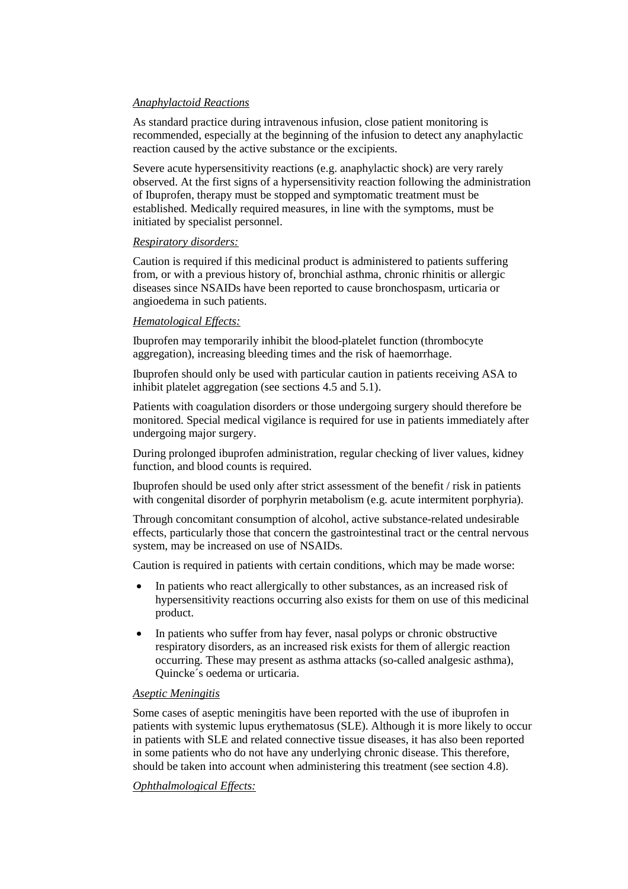*Anaphylactoid Reactions*

As standard practice during intravenous infusion, close patient monitoring is recommended, especially at the beginning of the infusion to detect any anaphylactic reaction caused by the active substance or the excipients.

Severe acute hypersensitivity reactions (e.g. anaphylactic shock) are very rarely observed. At the first signs of a hypersensitivity reaction following the administration of Ibuprofen, therapy must be stopped and symptomatic treatment must be established. Medically required measures, in line with the symptoms, must be initiated by specialist personnel.

*Respiratory disorders:*

Caution is required if this medicinal product is administered to patients suffering from, or with a previous history of, bronchial asthma, chronic rhinitis or allergic diseases since NSAIDs have been reported to cause bronchospasm, urticaria or angioedema in such patients.

*Hematological Effects:*

Ibuprofen may temporarily inhibit the blood-platelet function (thrombocyte aggregation), increasing bleeding times and the risk of haemorrhage.

Ibuprofen should only be used with particular caution in patients receiving ASA to inhibit platelet aggregation (see sections 4.5 and 5.1).

Patients with coagulation disorders or those undergoing surgery should therefore be monitored. Special medical vigilance is required for use in patients immediately after undergoing major surgery.

During prolonged ibuprofen administration, regular checking of liver values, kidney function, and blood counts is required.

Ibuprofen should be used only after strict assessment of the benefit / risk in patients with congenital disorder of porphyrin metabolism (e.g. acute intermitent porphyria).

Through concomitant consumption of alcohol, active substance-related undesirable effects, particularly those that concern the gastrointestinal tract or the central nervous system, may be increased on use of NSAIDs.

Caution is required in patients with certain conditions, which may be made worse:

- In patients who react allergically to other substances, as an increased risk of hypersensitivity reactions occurring also exists for them on use of this medicinal product.
- In patients who suffer from hay fever, nasal polyps or chronic obstructive respiratory disorders, as an increased risk exists for them of allergic reaction occurring. These may present as asthma attacks (so-called analgesic asthma), Quincke´s oedema or urticaria.

*Aseptic Meningitis*

Some cases of aseptic meningitis have been reported with the use of ibuprofen in patients with systemic lupus erythematosus (SLE). Although it is more likely to occur in patients with SLE and related connective tissue diseases, it has also been reported in some patients who do not have any underlying chronic disease. This therefore, should be taken into account when administering this treatment (see section 4.8).

*Ophthalmological Effects:*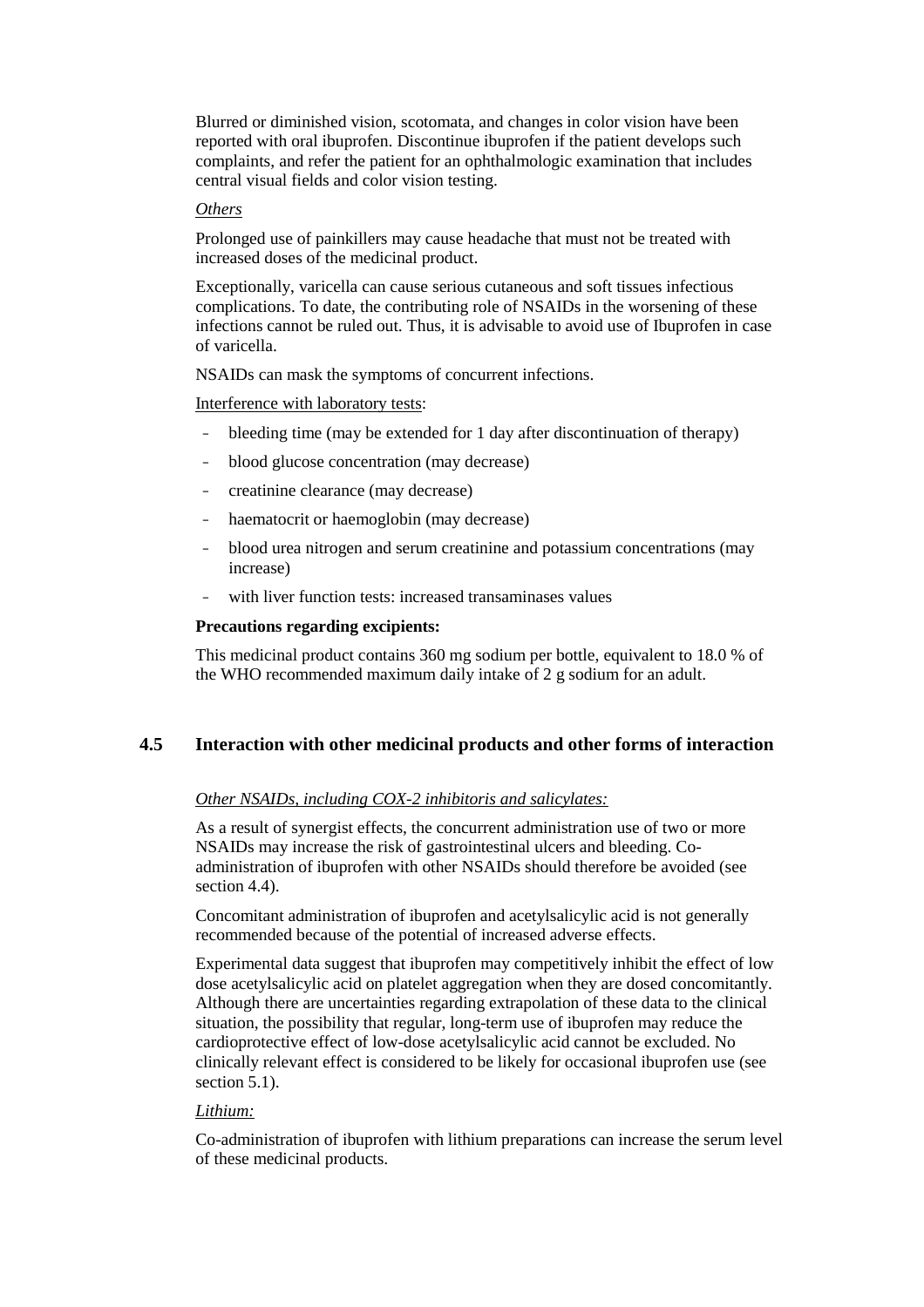Blurred or diminished vision, scotomata, and changes in color vision have been reported with oral ibuprofen. Discontinue ibuprofen if the patient develops such complaints, and refer the patient for an ophthalmologic examination that includes central visual fields and color vision testing.

*Others*

Prolonged use of painkillers may cause headache that must not be treated with increased doses of the medicinal product.

Exceptionally, varicella can cause serious cutaneous and soft tissues infectious complications. To date, the contributing role of NSAIDs in the worsening of these infections cannot be ruled out. Thus, it is advisable to avoid use of Ibuprofen in case of varicella.

NSAIDs can mask the symptoms of concurrent infections.

Interference with laboratory tests:

- bleeding time (may be extended for 1 day after discontinuation of therapy)
- blood glucose concentration (may decrease)
- creatinine clearance (may decrease)
- haematocrit or haemoglobin (may decrease)
- blood urea nitrogen and serum creatinine and potassium concentrations (may increase)
- with liver function tests: increased transaminases values

**Precautions regarding excipients:**

This medicinal product contains 360 mg sodium per bottle, equivalent to 18.0 % of the WHO recommended maximum daily intake of 2 g sodium for an adult.

## 4.5 Interaction with other medicinal products and other forms of interaction

*Other NSAIDs, including COX-2 inhibitoris and salicylates:*

As a result of synergist effects, the concurrent administration use of two or more NSAIDs may increase the risk of gastrointestinal ulcers and bleeding. Co-administration of ibuprofen with other NSAIDs should therefore be avoided (see section 4.4).

Concomitant administration of ibuprofen and acetylsalicylic acid is not generally recommended because of the potential of increased adverse effects.

Experimental data suggest that ibuprofen may competitively inhibit the effect of low dose acetylsalicylic acid on platelet aggregation when they are dosed concomitantly. Although there are uncertainties regarding extrapolation of these data to the clinical situation, the possibility that regular, long-term use of ibuprofen may reduce the cardioprotective effect of low-dose acetylsalicylic acid cannot be excluded. No clinically relevant effect is considered to be likely for occasional ibuprofen use (see section 5.1).

*Lithium:*

Co-administration of ibuprofen with lithium preparations can increase the serum level of these medicinal products.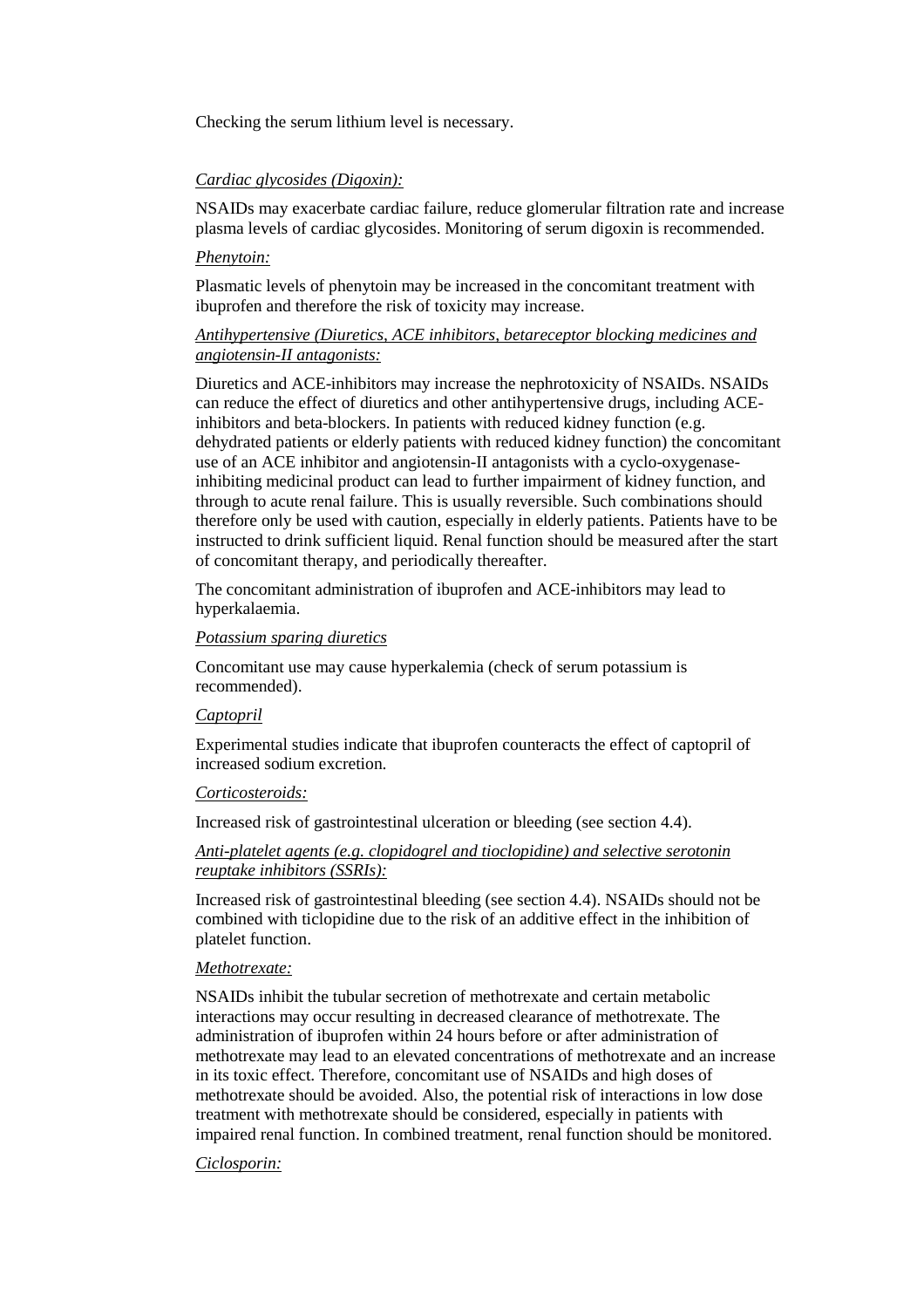Checking the serum lithium level is necessary.

*Cardiac glycosides (Digoxin):*

NSAIDs may exacerbate cardiac failure, reduce glomerular filtration rate and increase plasma levels of cardiac glycosides. Monitoring of serum digoxin is recommended.

*Phenytoin:*

Plasmatic levels of phenytoin may be increased in the concomitant treatment with ibuprofen and therefore the risk of toxicity may increase.

*Antihypertensive (Diuretics, ACE inhibitors, betareceptor blocking medicines and angiotensin-II antagonists:*

Diuretics and ACE-inhibitors may increase the nephrotoxicity of NSAIDs. NSAIDs can reduce the effect of diuretics and other antihypertensive drugs, including ACE-inhibitors and beta-blockers. In patients with reduced kidney function (e.g. dehydrated patients or elderly patients with reduced kidney function) the concomitant use of an ACE inhibitor and angiotensin-II antagonists with a cyclo-oxygenase-inhibiting medicinal product can lead to further impairment of kidney function, and through to acute renal failure. This is usually reversible. Such combinations should therefore only be used with caution, especially in elderly patients. Patients have to be instructed to drink sufficient liquid. Renal function should be measured after the start of concomitant therapy, and periodically thereafter.

The concomitant administration of ibuprofen and ACE-inhibitors may lead to hyperkalaemia.

*Potassium sparing diuretics*

Concomitant use may cause hyperkalemia (check of serum potassium is recommended).

*Captopril*

Experimental studies indicate that ibuprofen counteracts the effect of captopril of increased sodium excretion.

*Corticosteroids:*

Increased risk of gastrointestinal ulceration or bleeding (see section 4.4).

*Anti-platelet agents (e.g. clopidogrel and tioclopidine) and selective serotonin reuptake inhibitors (SSRIs):*

Increased risk of gastrointestinal bleeding (see section 4.4). NSAIDs should not be combined with ticlopidine due to the risk of an additive effect in the inhibition of platelet function.

*Methotrexate:*

NSAIDs inhibit the tubular secretion of methotrexate and certain metabolic interactions may occur resulting in decreased clearance of methotrexate. The administration of ibuprofen within 24 hours before or after administration of methotrexate may lead to an elevated concentrations of methotrexate and an increase in its toxic effect. Therefore, concomitant use of NSAIDs and high doses of methotrexate should be avoided. Also, the potential risk of interactions in low dose treatment with methotrexate should be considered, especially in patients with impaired renal function. In combined treatment, renal function should be monitored.

*Ciclosporin:*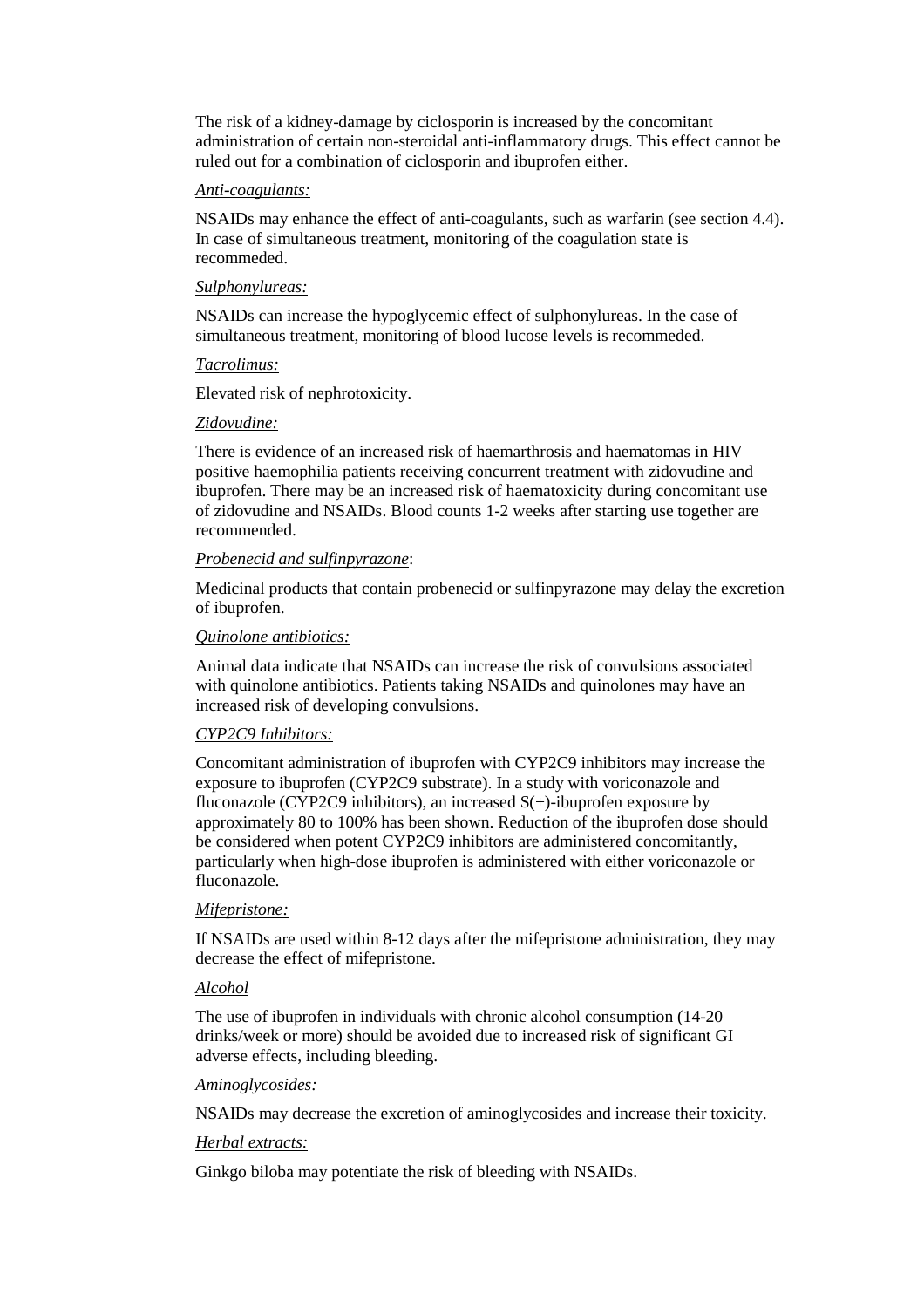The risk of a kidney-damage by ciclosporin is increased by the concomitant administration of certain non-steroidal anti-inflammatory drugs. This effect cannot be ruled out for a combination of ciclosporin and ibuprofen either.

*Anti-coagulants:*

NSAIDs may enhance the effect of anti-coagulants, such as warfarin (see section 4.4). In case of simultaneous treatment, monitoring of the coagulation state is recommeded.

*Sulphonylureas:*

NSAIDs can increase the hypoglycemic effect of sulphonylureas. In the case of simultaneous treatment, monitoring of blood lucose levels is recommeded.

*Tacrolimus:*

Elevated risk of nephrotoxicity.

*Zidovudine:*

There is evidence of an increased risk of haemarthrosis and haematomas in HIV positive haemophilia patients receiving concurrent treatment with zidovudine and ibuprofen. There may be an increased risk of haematoxicity during concomitant use of zidovudine and NSAIDs. Blood counts 1-2 weeks after starting use together are recommended.

*Probenecid and sulfinpyrazone*:

Medicinal products that contain probenecid or sulfinpyrazone may delay the excretion of ibuprofen.

*Quinolone antibiotics:*

Animal data indicate that NSAIDs can increase the risk of convulsions associated with quinolone antibiotics. Patients taking NSAIDs and quinolones may have an increased risk of developing convulsions.

*CYP2C9 Inhibitors:*

Concomitant administration of ibuprofen with CYP2C9 inhibitors may increase the exposure to ibuprofen (CYP2C9 substrate). In a study with voriconazole and fluconazole (CYP2C9 inhibitors), an increased S(+)-ibuprofen exposure by approximately 80 to 100% has been shown. Reduction of the ibuprofen dose should be considered when potent CYP2C9 inhibitors are administered concomitantly, particularly when high-dose ibuprofen is administered with either voriconazole or fluconazole.

*Mifepristone:*

If NSAIDs are used within 8-12 days after the mifepristone administration, they may decrease the effect of mifepristone.

*Alcohol*

The use of ibuprofen in individuals with chronic alcohol consumption (14-20 drinks/week or more) should be avoided due to increased risk of significant GI adverse effects, including bleeding.

*Aminoglycosides:*

NSAIDs may decrease the excretion of aminoglycosides and increase their toxicity.

*Herbal extracts:*

Ginkgo biloba may potentiate the risk of bleeding with NSAIDs.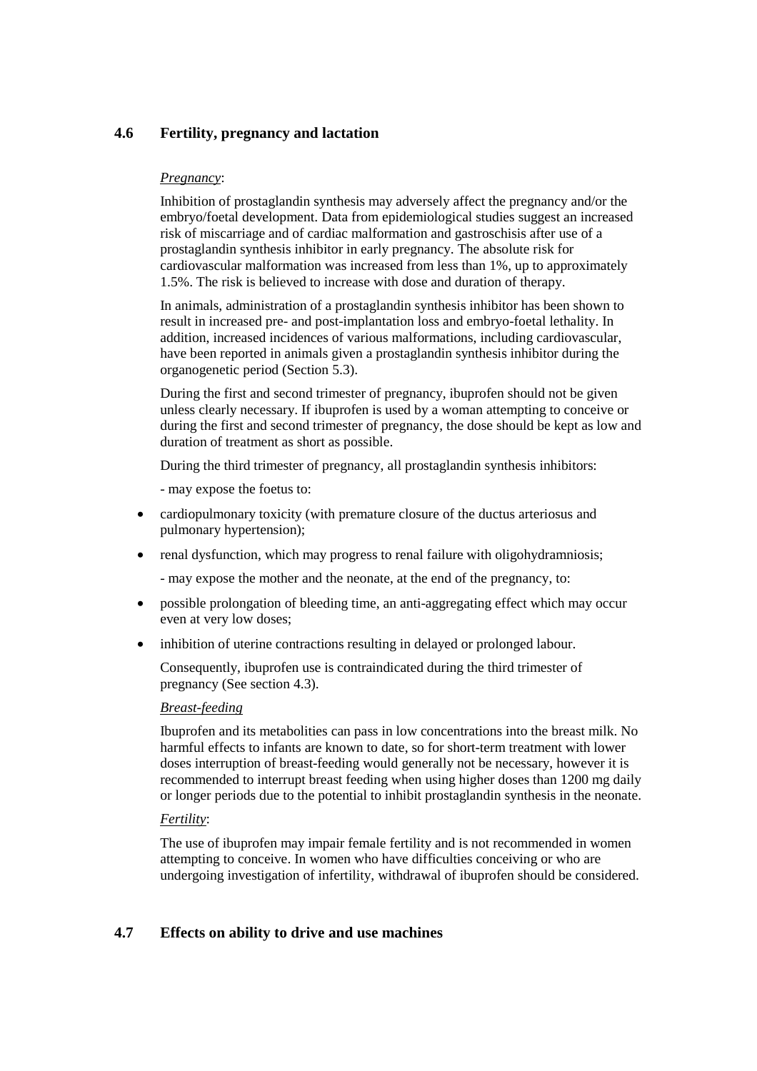## 4.6 Fertility, pregnancy and lactation

*Pregnancy*:

Inhibition of prostaglandin synthesis may adversely affect the pregnancy and/or the embryo/foetal development. Data from epidemiological studies suggest an increased risk of miscarriage and of cardiac malformation and gastroschisis after use of a prostaglandin synthesis inhibitor in early pregnancy. The absolute risk for cardiovascular malformation was increased from less than 1%, up to approximately 1.5%. The risk is believed to increase with dose and duration of therapy.

In animals, administration of a prostaglandin synthesis inhibitor has been shown to result in increased pre- and post-implantation loss and embryo-foetal lethality. In addition, increased incidences of various malformations, including cardiovascular, have been reported in animals given a prostaglandin synthesis inhibitor during the organogenetic period (Section 5.3).

During the first and second trimester of pregnancy, ibuprofen should not be given unless clearly necessary. If ibuprofen is used by a woman attempting to conceive or during the first and second trimester of pregnancy, the dose should be kept as low and duration of treatment as short as possible.

During the third trimester of pregnancy, all prostaglandin synthesis inhibitors:

- may expose the foetus to:

- cardiopulmonary toxicity (with premature closure of the ductus arteriosus and pulmonary hypertension);
- renal dysfunction, which may progress to renal failure with oligohydramniosis;

- may expose the mother and the neonate, at the end of the pregnancy, to:

- possible prolongation of bleeding time, an anti-aggregating effect which may occur even at very low doses;
- inhibition of uterine contractions resulting in delayed or prolonged labour.

Consequently, ibuprofen use is contraindicated during the third trimester of pregnancy (See section 4.3).

*Breast-feeding*

Ibuprofen and its metabolities can pass in low concentrations into the breast milk. No harmful effects to infants are known to date, so for short-term treatment with lower doses interruption of breast-feeding would generally not be necessary, however it is recommended to interrupt breast feeding when using higher doses than 1200 mg daily or longer periods due to the potential to inhibit prostaglandin synthesis in the neonate.

*Fertility*:

The use of ibuprofen may impair female fertility and is not recommended in women attempting to conceive. In women who have difficulties conceiving or who are undergoing investigation of infertility, withdrawal of ibuprofen should be considered.

## 4.7 Effects on ability to drive and use machines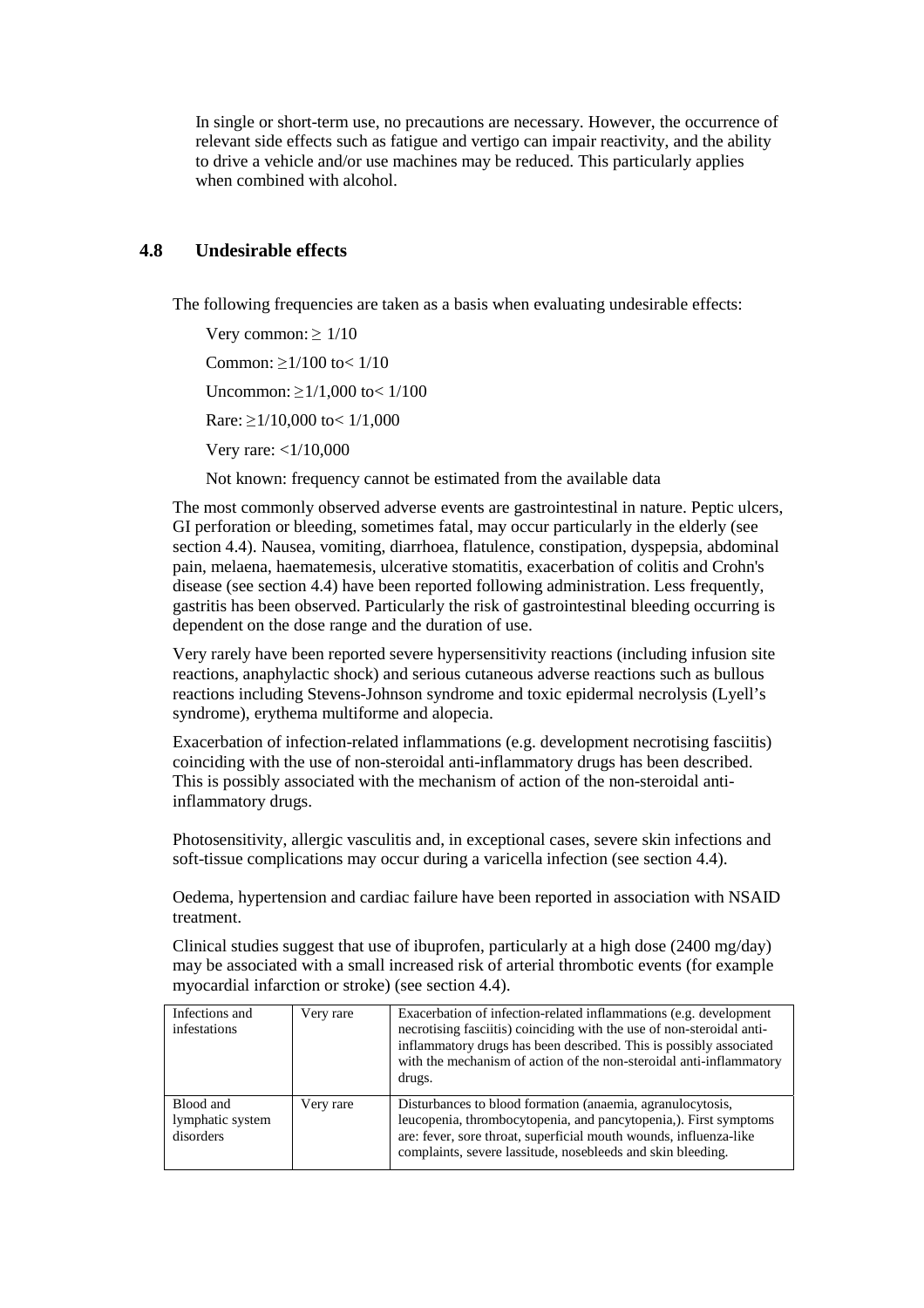In single or short-term use, no precautions are necessary. However, the occurrence of relevant side effects such as fatigue and vertigo can impair reactivity, and the ability to drive a vehicle and/or use machines may be reduced. This particularly applies when combined with alcohol.

## 4.8 Undesirable effects

The following frequencies are taken as a basis when evaluating undesirable effects:

Very common: ≥ 1/10

Common: ≥1/100 to< 1/10

Uncommon: ≥1/1,000 to< 1/100

Rare: ≥1/10,000 to< 1/1,000

Very rare: <1/10,000

Not known: frequency cannot be estimated from the available data

The most commonly observed adverse events are gastrointestinal in nature. Peptic ulcers, GI perforation or bleeding, sometimes fatal, may occur particularly in the elderly (see section 4.4). Nausea, vomiting, diarrhoea, flatulence, constipation, dyspepsia, abdominal pain, melaena, haematemesis, ulcerative stomatitis, exacerbation of colitis and Crohn's disease (see section 4.4) have been reported following administration. Less frequently, gastritis has been observed. Particularly the risk of gastrointestinal bleeding occurring is dependent on the dose range and the duration of use.

Very rarely have been reported severe hypersensitivity reactions (including infusion site reactions, anaphylactic shock) and serious cutaneous adverse reactions such as bullous reactions including Stevens-Johnson syndrome and toxic epidermal necrolysis (Lyell's syndrome), erythema multiforme and alopecia.

Exacerbation of infection-related inflammations (e.g. development necrotising fasciitis) coinciding with the use of non-steroidal anti-inflammatory drugs has been described. This is possibly associated with the mechanism of action of the non-steroidal anti-inflammatory drugs.

Photosensitivity, allergic vasculitis and, in exceptional cases, severe skin infections and soft-tissue complications may occur during a varicella infection (see section 4.4).

Oedema, hypertension and cardiac failure have been reported in association with NSAID treatment.

Clinical studies suggest that use of ibuprofen, particularly at a high dose (2400 mg/day) may be associated with a small increased risk of arterial thrombotic events (for example myocardial infarction or stroke) (see section 4.4).

| | | |
|---|---|---|
| Infections and infestations | Very rare | Exacerbation of infection-related inflammations (e.g. development necrotising fasciitis) coinciding with the use of non-steroidal anti-inflammatory drugs has been described. This is possibly associated with the mechanism of action of the non-steroidal anti-inflammatory drugs. |
| Blood and lymphatic system disorders | Very rare | Disturbances to blood formation (anaemia, agranulocytosis, leucopenia, thrombocytopenia, and pancytopenia,). First symptoms are: fever, sore throat, superficial mouth wounds, influenza-like complaints, severe lassitude, nosebleeds and skin bleeding. |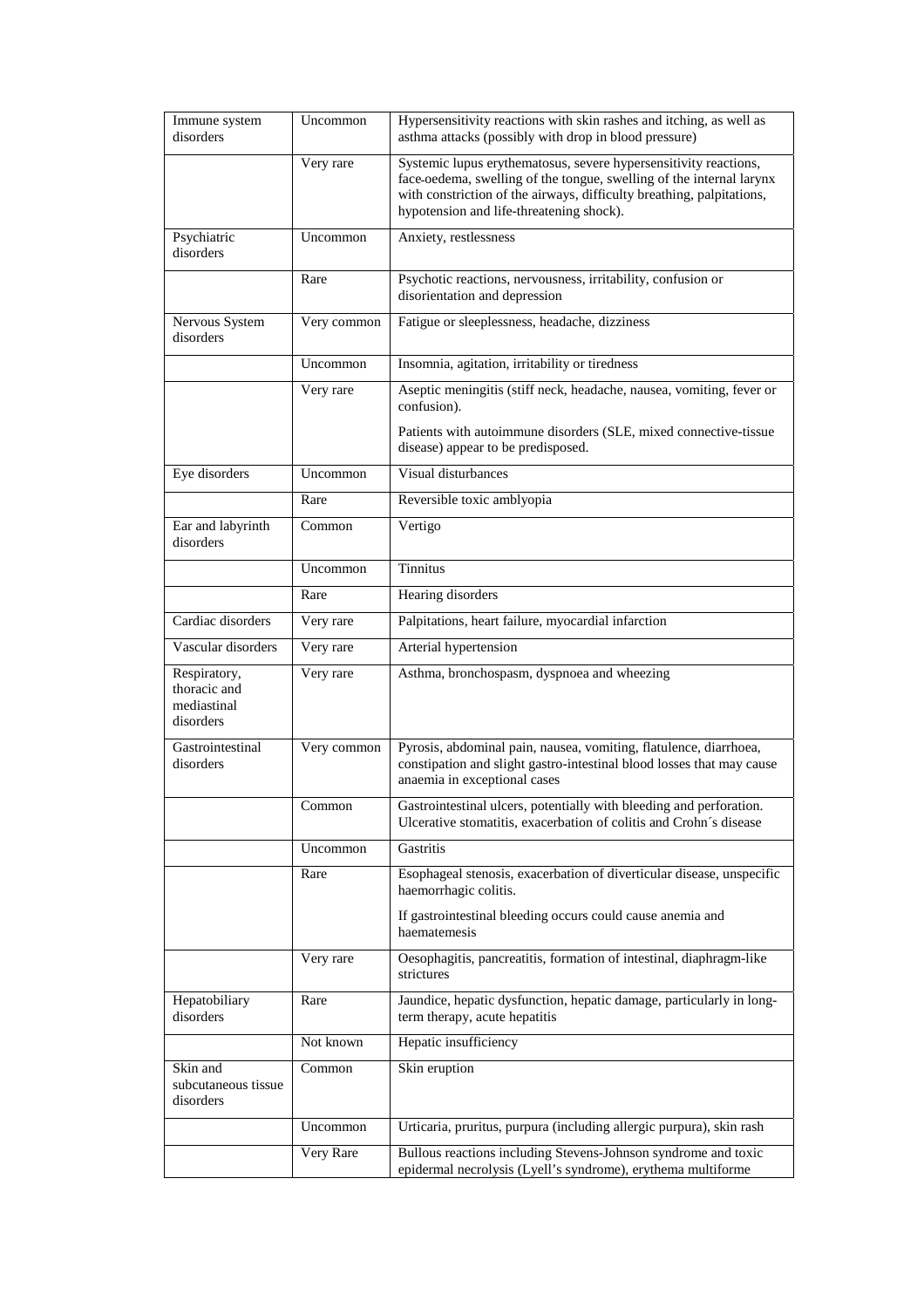| Immune system disorders | Uncommon | Hypersensitivity reactions with skin rashes and itching, as well as asthma attacks (possibly with drop in blood pressure) |
|---|---|---|
| | Very rare | Systemic lupus erythematosus, severe hypersensitivity reactions, face-oedema, swelling of the tongue, swelling of the internal larynx with constriction of the airways, difficulty breathing, palpitations, hypotension and life-threatening shock). |
| Psychiatric disorders | Uncommon | Anxiety, restlessness |
| | Rare | Psychotic reactions, nervousness, irritability, confusion or disorientation and depression |
| Nervous System disorders | Very common | Fatigue or sleeplessness, headache, dizziness |
| | Uncommon | Insomnia, agitation, irritability or tiredness |
| | Very rare | Aseptic meningitis (stiff neck, headache, nausea, vomiting, fever or confusion).<br><br>Patients with autoimmune disorders (SLE, mixed connective-tissue disease) appear to be predisposed. |
| Eye disorders | Uncommon | Visual disturbances |
| | Rare | Reversible toxic amblyopia |
| Ear and labyrinth disorders | Common | Vertigo |
| | Uncommon | Tinnitus |
| | Rare | Hearing disorders |
| Cardiac disorders | Very rare | Palpitations, heart failure, myocardial infarction |
| Vascular disorders | Very rare | Arterial hypertension |
| Respiratory, thoracic and mediastinal disorders | Very rare | Asthma, bronchospasm, dyspnoea and wheezing |
| Gastrointestinal disorders | Very common | Pyrosis, abdominal pain, nausea, vomiting, flatulence, diarrhoea, constipation and slight gastro-intestinal blood losses that may cause anaemia in exceptional cases |
| | Common | Gastrointestinal ulcers, potentially with bleeding and perforation. Ulcerative stomatitis, exacerbation of colitis and Crohn´s disease |
| | Uncommon | Gastritis |
| | Rare | Esophageal stenosis, exacerbation of diverticular disease, unspecific haemorrhagic colitis.<br><br>If gastrointestinal bleeding occurs could cause anemia and haematemesis |
| | Very rare | Oesophagitis, pancreatitis, formation of intestinal, diaphragm-like strictures |
| Hepatobiliary disorders | Rare | Jaundice, hepatic dysfunction, hepatic damage, particularly in long-term therapy, acute hepatitis |
| | Not known | Hepatic insufficiency |
| Skin and subcutaneous tissue disorders | Common | Skin eruption |
| | Uncommon | Urticaria, pruritus, purpura (including allergic purpura), skin rash |
| | Very Rare | Bullous reactions including Stevens-Johnson syndrome and toxic epidermal necrolysis (Lyell's syndrome), erythema multiforme |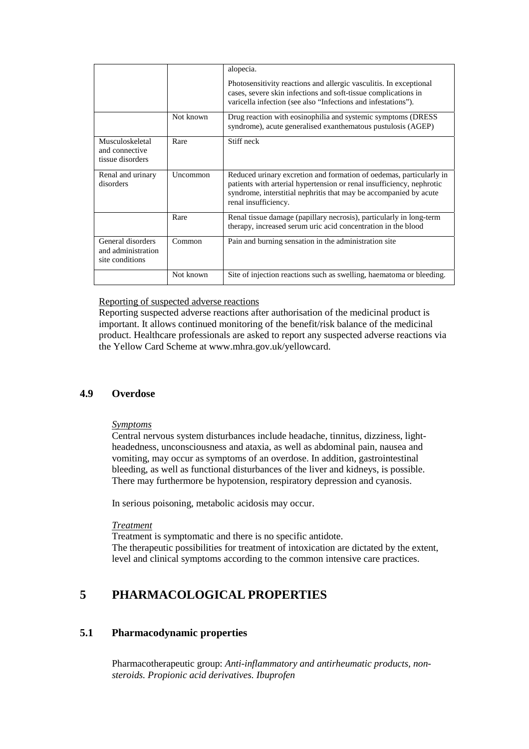| | | |
|---|---|---|
| | | alopecia.<br><br>Photosensitivity reactions and allergic vasculitis. In exceptional cases, severe skin infections and soft-tissue complications in varicella infection (see also "Infections and infestations"). |
| | Not known | Drug reaction with eosinophilia and systemic symptoms (DRESS syndrome), acute generalised exanthematous pustulosis (AGEP) |
| Musculoskeletal and connective tissue disorders | Rare | Stiff neck |
| Renal and urinary disorders | Uncommon | Reduced urinary excretion and formation of oedemas, particularly in patients with arterial hypertension or renal insufficiency, nephrotic syndrome, interstitial nephritis that may be accompanied by acute renal insufficiency. |
| | Rare | Renal tissue damage (papillary necrosis), particularly in long-term therapy, increased serum uric acid concentration in the blood |
| General disorders and administration site conditions | Common | Pain and burning sensation in the administration site |
| | Not known | Site of injection reactions such as swelling, haematoma or bleeding. |

<u>Reporting of suspected adverse reactions</u>
Reporting suspected adverse reactions after authorisation of the medicinal product is important. It allows continued monitoring of the benefit/risk balance of the medicinal product. Healthcare professionals are asked to report any suspected adverse reactions via the Yellow Card Scheme at www.mhra.gov.uk/yellowcard.

### 4.9 Overdose

*Symptoms*
Central nervous system disturbances include headache, tinnitus, dizziness, light-headedness, unconsciousness and ataxia, as well as abdominal pain, nausea and vomiting, may occur as symptoms of an overdose. In addition, gastrointestinal bleeding, as well as functional disturbances of the liver and kidneys, is possible. There may furthermore be hypotension, respiratory depression and cyanosis.

In serious poisoning, metabolic acidosis may occur.

*Treatment*
Treatment is symptomatic and there is no specific antidote.
The therapeutic possibilities for treatment of intoxication are dictated by the extent, level and clinical symptoms according to the common intensive care practices.

## 5 PHARMACOLOGICAL PROPERTIES

### 5.1 Pharmacodynamic properties

Pharmacotherapeutic group: *Anti-inflammatory and antirheumatic products, non-steroids. Propionic acid derivatives. Ibuprofen*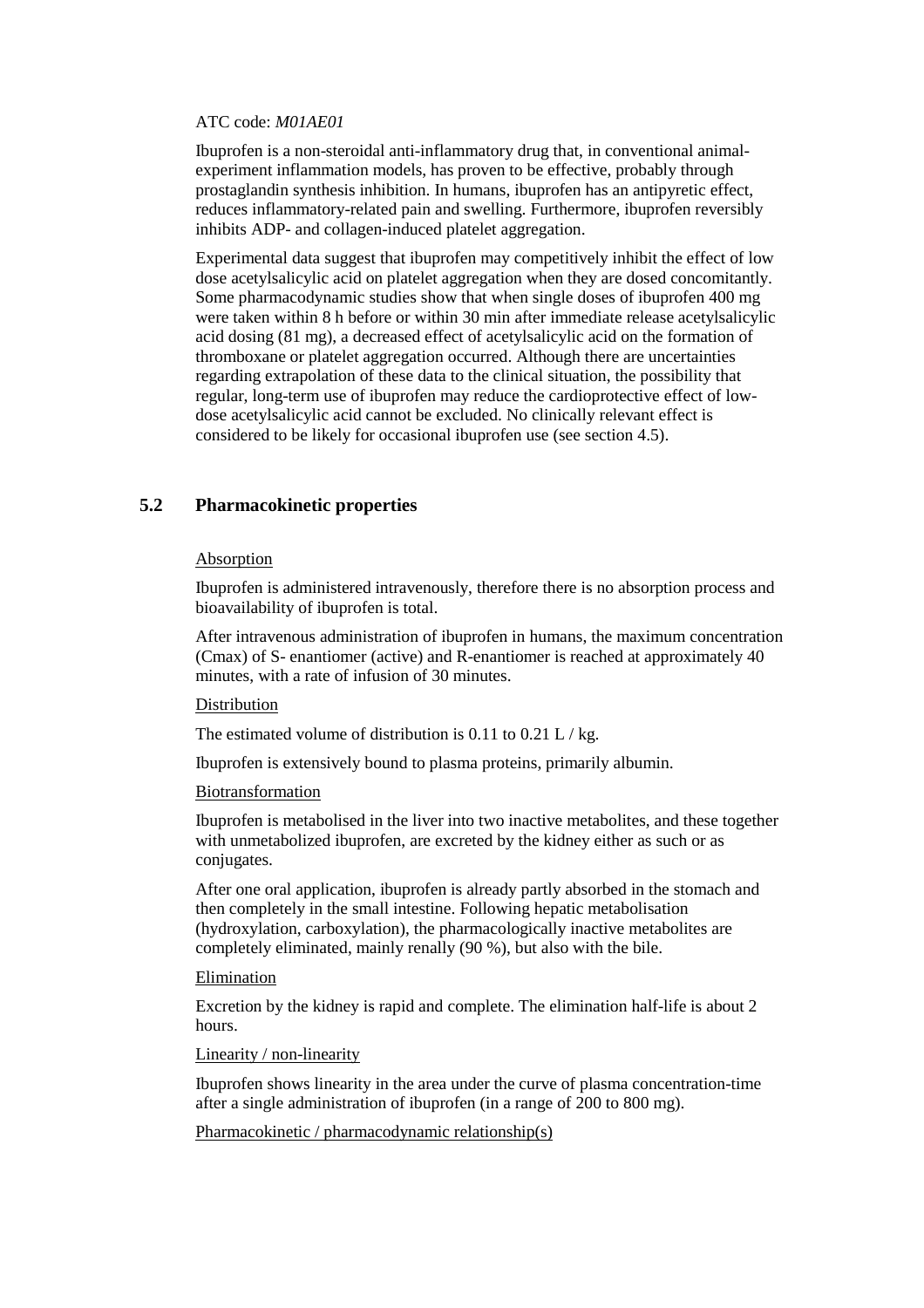ATC code: *M01AE01*

Ibuprofen is a non-steroidal anti-inflammatory drug that, in conventional animal-experiment inflammation models, has proven to be effective, probably through prostaglandin synthesis inhibition. In humans, ibuprofen has an antipyretic effect, reduces inflammatory-related pain and swelling. Furthermore, ibuprofen reversibly inhibits ADP- and collagen-induced platelet aggregation.

Experimental data suggest that ibuprofen may competitively inhibit the effect of low dose acetylsalicylic acid on platelet aggregation when they are dosed concomitantly. Some pharmacodynamic studies show that when single doses of ibuprofen 400 mg were taken within 8 h before or within 30 min after immediate release acetylsalicylic acid dosing (81 mg), a decreased effect of acetylsalicylic acid on the formation of thromboxane or platelet aggregation occurred. Although there are uncertainties regarding extrapolation of these data to the clinical situation, the possibility that regular, long-term use of ibuprofen may reduce the cardioprotective effect of low-dose acetylsalicylic acid cannot be excluded. No clinically relevant effect is considered to be likely for occasional ibuprofen use (see section 4.5).

## 5.2 Pharmacokinetic properties

Absorption

Ibuprofen is administered intravenously, therefore there is no absorption process and bioavailability of ibuprofen is total.

After intravenous administration of ibuprofen in humans, the maximum concentration (Cmax) of S- enantiomer (active) and R-enantiomer is reached at approximately 40 minutes, with a rate of infusion of 30 minutes.

Distribution

The estimated volume of distribution is 0.11 to 0.21 L / kg.

Ibuprofen is extensively bound to plasma proteins, primarily albumin.

Biotransformation

Ibuprofen is metabolised in the liver into two inactive metabolites, and these together with unmetabolized ibuprofen, are excreted by the kidney either as such or as conjugates.

After one oral application, ibuprofen is already partly absorbed in the stomach and then completely in the small intestine. Following hepatic metabolisation (hydroxylation, carboxylation), the pharmacologically inactive metabolites are completely eliminated, mainly renally (90 %), but also with the bile.

Elimination

Excretion by the kidney is rapid and complete. The elimination half-life is about 2 hours.

Linearity / non-linearity

Ibuprofen shows linearity in the area under the curve of plasma concentration-time after a single administration of ibuprofen (in a range of 200 to 800 mg).

Pharmacokinetic / pharmacodynamic relationship(s)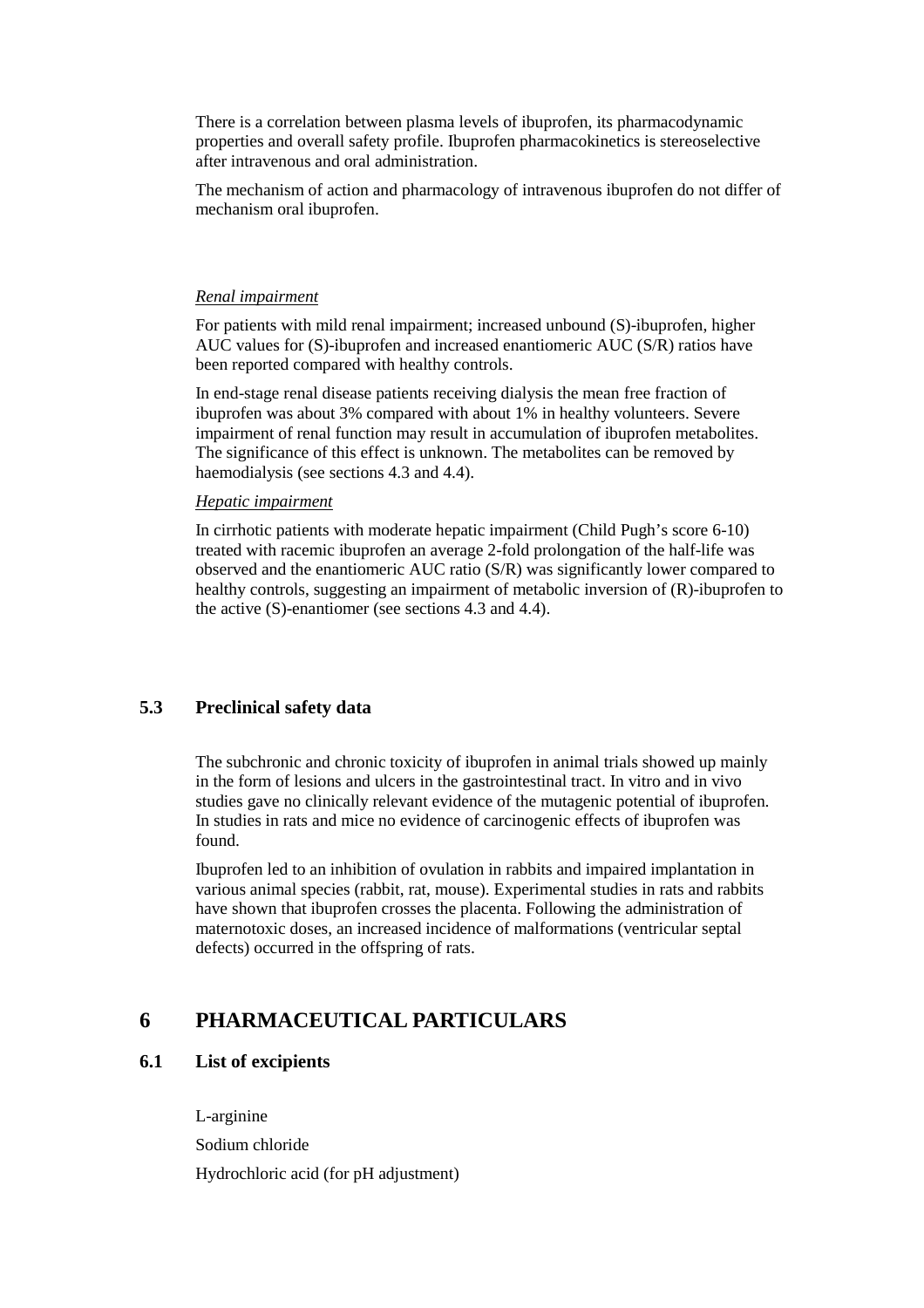There is a correlation between plasma levels of ibuprofen, its pharmacodynamic properties and overall safety profile. Ibuprofen pharmacokinetics is stereoselective after intravenous and oral administration.

The mechanism of action and pharmacology of intravenous ibuprofen do not differ of mechanism oral ibuprofen.

*Renal impairment*

For patients with mild renal impairment; increased unbound (S)-ibuprofen, higher AUC values for (S)-ibuprofen and increased enantiomeric AUC (S/R) ratios have been reported compared with healthy controls.

In end-stage renal disease patients receiving dialysis the mean free fraction of ibuprofen was about 3% compared with about 1% in healthy volunteers. Severe impairment of renal function may result in accumulation of ibuprofen metabolites. The significance of this effect is unknown. The metabolites can be removed by haemodialysis (see sections 4.3 and 4.4).

*Hepatic impairment*

In cirrhotic patients with moderate hepatic impairment (Child Pugh's score 6-10) treated with racemic ibuprofen an average 2-fold prolongation of the half-life was observed and the enantiomeric AUC ratio (S/R) was significantly lower compared to healthy controls, suggesting an impairment of metabolic inversion of (R)-ibuprofen to the active (S)-enantiomer (see sections 4.3 and 4.4).

### 5.3 Preclinical safety data

The subchronic and chronic toxicity of ibuprofen in animal trials showed up mainly in the form of lesions and ulcers in the gastrointestinal tract. In vitro and in vivo studies gave no clinically relevant evidence of the mutagenic potential of ibuprofen. In studies in rats and mice no evidence of carcinogenic effects of ibuprofen was found.

Ibuprofen led to an inhibition of ovulation in rabbits and impaired implantation in various animal species (rabbit, rat, mouse). Experimental studies in rats and rabbits have shown that ibuprofen crosses the placenta. Following the administration of maternotoxic doses, an increased incidence of malformations (ventricular septal defects) occurred in the offspring of rats.

## 6 PHARMACEUTICAL PARTICULARS

### 6.1 List of excipients

L-arginine

Sodium chloride

Hydrochloric acid (for pH adjustment)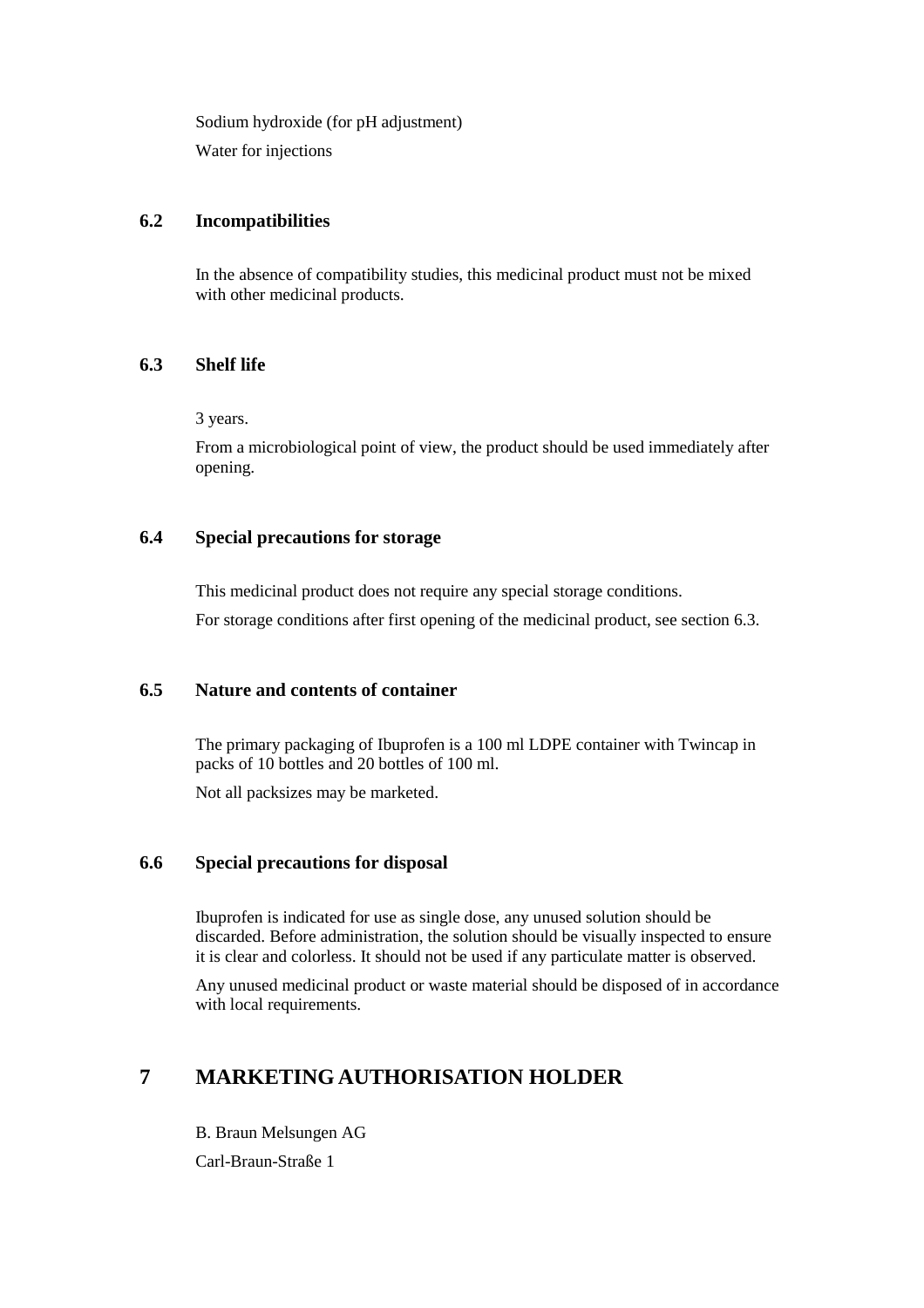Sodium hydroxide (for pH adjustment)

Water for injections

### 6.2 Incompatibilities

In the absence of compatibility studies, this medicinal product must not be mixed with other medicinal products.

### 6.3 Shelf life

3 years.

From a microbiological point of view, the product should be used immediately after opening.

### 6.4 Special precautions for storage

This medicinal product does not require any special storage conditions.

For storage conditions after first opening of the medicinal product, see section 6.3.

### 6.5 Nature and contents of container

The primary packaging of Ibuprofen is a 100 ml LDPE container with Twincap in packs of 10 bottles and 20 bottles of 100 ml.

Not all packsizes may be marketed.

### 6.6 Special precautions for disposal

Ibuprofen is indicated for use as single dose, any unused solution should be discarded. Before administration, the solution should be visually inspected to ensure it is clear and colorless. It should not be used if any particulate matter is observed.

Any unused medicinal product or waste material should be disposed of in accordance with local requirements.

## 7 MARKETING AUTHORISATION HOLDER

B. Braun Melsungen AG

Carl-Braun-Straße 1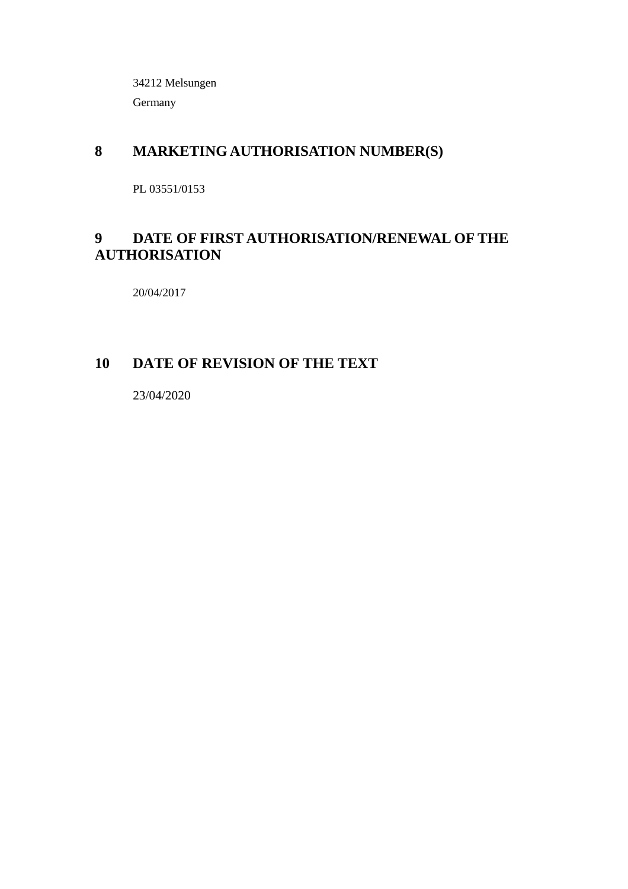34212 Melsungen

Germany

## 8 MARKETING AUTHORISATION NUMBER(S)

PL 03551/0153

## 9 DATE OF FIRST AUTHORISATION/RENEWAL OF THE AUTHORISATION

20/04/2017

## 10 DATE OF REVISION OF THE TEXT

23/04/2020